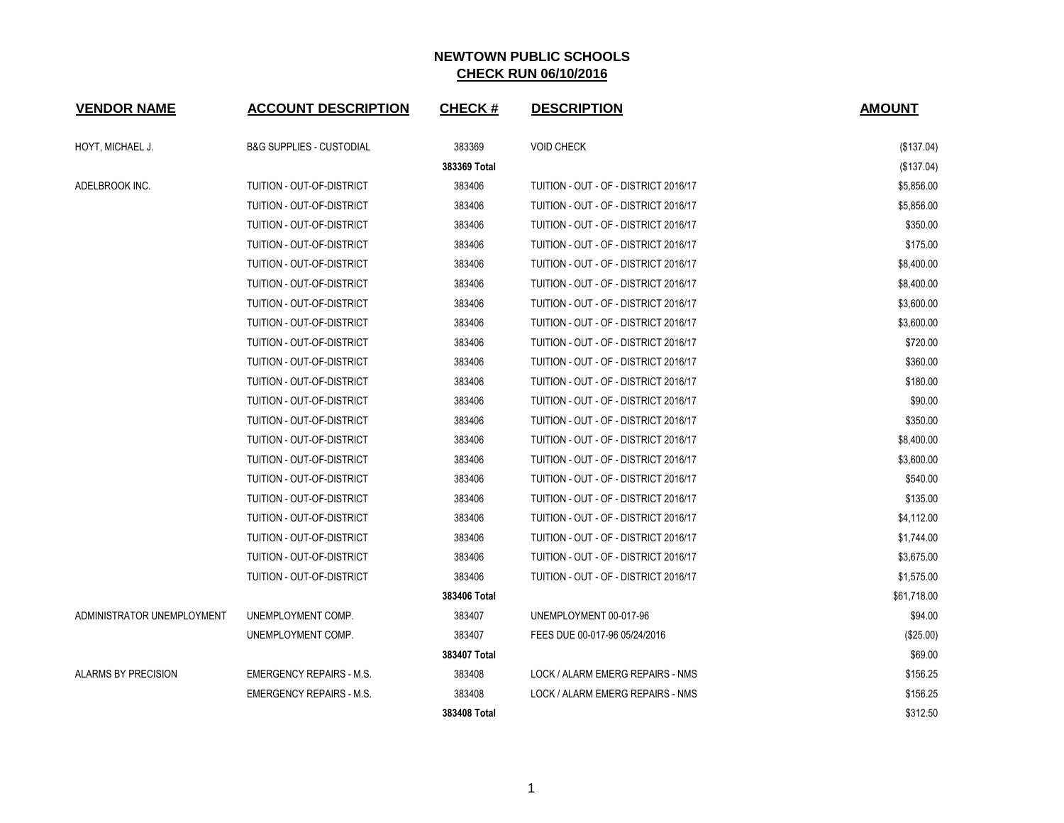# NEWTOWN PUBLIC SCHOOLS

## CHECK RUN 06/10/2016

| VENDOR NAME | ACCOUNT DESCRIPTION | CHECK # | DESCRIPTION | AMOUNT |
|---|---|---|---|---|
| HOYT, MICHAEL J. | B&G SUPPLIES - CUSTODIAL | 383369 | VOID CHECK | ($137.04) |
| | | **383369 Total** | | ($137.04) |
| ADELBROOK INC. | TUITION - OUT-OF-DISTRICT | 383406 | TUITION - OUT - OF - DISTRICT 2016/17 | $5,856.00 |
| | TUITION - OUT-OF-DISTRICT | 383406 | TUITION - OUT - OF - DISTRICT 2016/17 | $5,856.00 |
| | TUITION - OUT-OF-DISTRICT | 383406 | TUITION - OUT - OF - DISTRICT 2016/17 | $350.00 |
| | TUITION - OUT-OF-DISTRICT | 383406 | TUITION - OUT - OF - DISTRICT 2016/17 | $175.00 |
| | TUITION - OUT-OF-DISTRICT | 383406 | TUITION - OUT - OF - DISTRICT 2016/17 | $8,400.00 |
| | TUITION - OUT-OF-DISTRICT | 383406 | TUITION - OUT - OF - DISTRICT 2016/17 | $8,400.00 |
| | TUITION - OUT-OF-DISTRICT | 383406 | TUITION - OUT - OF - DISTRICT 2016/17 | $3,600.00 |
| | TUITION - OUT-OF-DISTRICT | 383406 | TUITION - OUT - OF - DISTRICT 2016/17 | $3,600.00 |
| | TUITION - OUT-OF-DISTRICT | 383406 | TUITION - OUT - OF - DISTRICT 2016/17 | $720.00 |
| | TUITION - OUT-OF-DISTRICT | 383406 | TUITION - OUT - OF - DISTRICT 2016/17 | $360.00 |
| | TUITION - OUT-OF-DISTRICT | 383406 | TUITION - OUT - OF - DISTRICT 2016/17 | $180.00 |
| | TUITION - OUT-OF-DISTRICT | 383406 | TUITION - OUT - OF - DISTRICT 2016/17 | $90.00 |
| | TUITION - OUT-OF-DISTRICT | 383406 | TUITION - OUT - OF - DISTRICT 2016/17 | $350.00 |
| | TUITION - OUT-OF-DISTRICT | 383406 | TUITION - OUT - OF - DISTRICT 2016/17 | $8,400.00 |
| | TUITION - OUT-OF-DISTRICT | 383406 | TUITION - OUT - OF - DISTRICT 2016/17 | $3,600.00 |
| | TUITION - OUT-OF-DISTRICT | 383406 | TUITION - OUT - OF - DISTRICT 2016/17 | $540.00 |
| | TUITION - OUT-OF-DISTRICT | 383406 | TUITION - OUT - OF - DISTRICT 2016/17 | $135.00 |
| | TUITION - OUT-OF-DISTRICT | 383406 | TUITION - OUT - OF - DISTRICT 2016/17 | $4,112.00 |
| | TUITION - OUT-OF-DISTRICT | 383406 | TUITION - OUT - OF - DISTRICT 2016/17 | $1,744.00 |
| | TUITION - OUT-OF-DISTRICT | 383406 | TUITION - OUT - OF - DISTRICT 2016/17 | $3,675.00 |
| | TUITION - OUT-OF-DISTRICT | 383406 | TUITION - OUT - OF - DISTRICT 2016/17 | $1,575.00 |
| | | **383406 Total** | | $61,718.00 |
| ADMINISTRATOR UNEMPLOYMENT | UNEMPLOYMENT COMP. | 383407 | UNEMPLOYMENT 00-017-96 | $94.00 |
| | UNEMPLOYMENT COMP. | 383407 | FEES DUE 00-017-96 05/24/2016 | ($25.00) |
| | | **383407 Total** | | $69.00 |
| ALARMS BY PRECISION | EMERGENCY REPAIRS - M.S. | 383408 | LOCK / ALARM EMERG REPAIRS - NMS | $156.25 |
| | EMERGENCY REPAIRS - M.S. | 383408 | LOCK / ALARM EMERG REPAIRS - NMS | $156.25 |
| | | **383408 Total** | | $312.50 |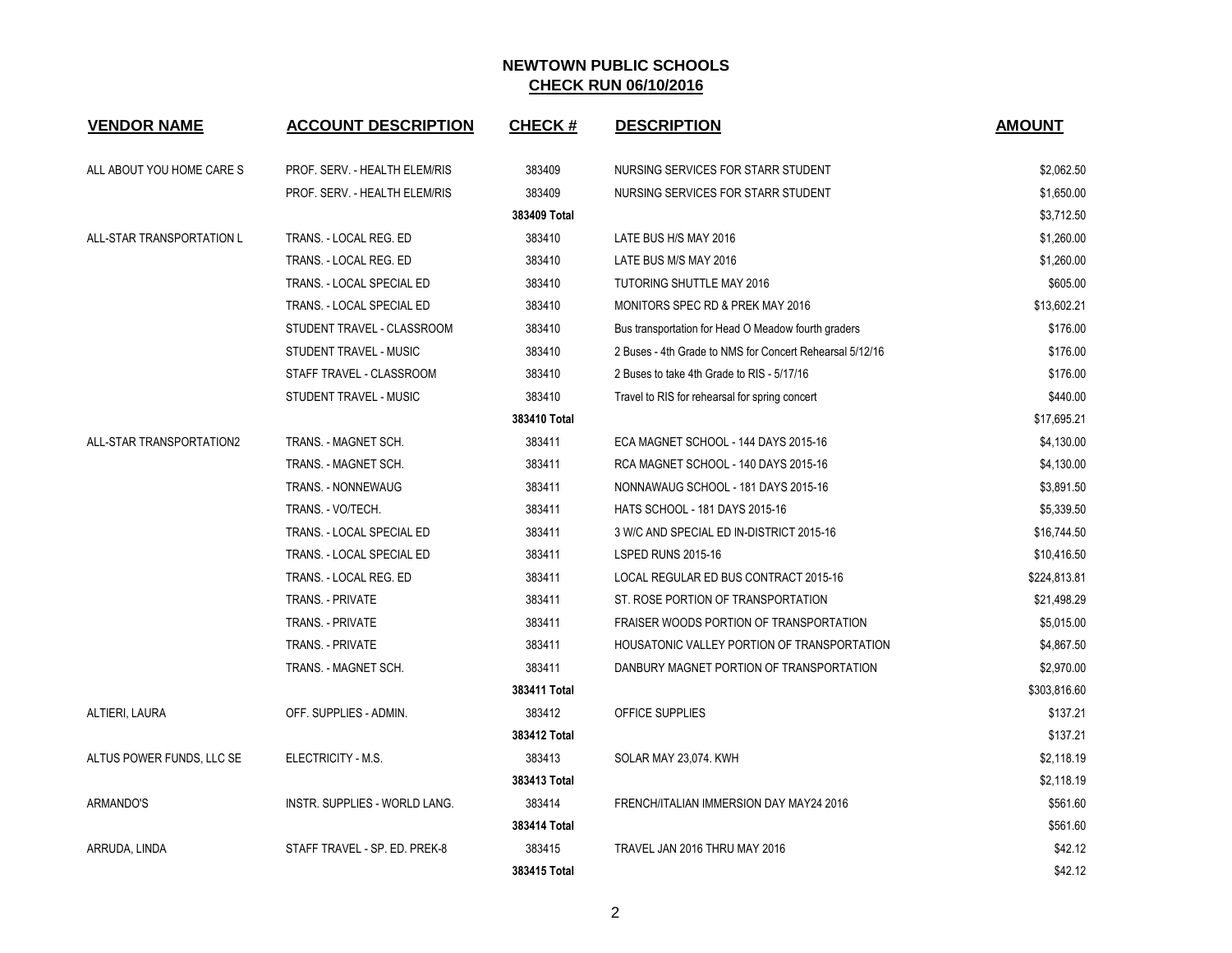# NEWTOWN PUBLIC SCHOOLS

## CHECK RUN 06/10/2016

| VENDOR NAME | ACCOUNT DESCRIPTION | CHECK # | DESCRIPTION | AMOUNT |
|---|---|---|---|---|
| ALL ABOUT YOU HOME CARE S | PROF. SERV. - HEALTH ELEM/RIS | 383409 | NURSING SERVICES FOR STARR STUDENT | $2,062.50 |
| | PROF. SERV. - HEALTH ELEM/RIS | 383409 | NURSING SERVICES FOR STARR STUDENT | $1,650.00 |
| | | **383409 Total** | | $3,712.50 |
| ALL-STAR TRANSPORTATION L | TRANS. - LOCAL REG. ED | 383410 | LATE BUS H/S MAY 2016 | $1,260.00 |
| | TRANS. - LOCAL REG. ED | 383410 | LATE BUS M/S MAY 2016 | $1,260.00 |
| | TRANS. - LOCAL SPECIAL ED | 383410 | TUTORING SHUTTLE MAY 2016 | $605.00 |
| | TRANS. - LOCAL SPECIAL ED | 383410 | MONITORS SPEC RD & PREK MAY 2016 | $13,602.21 |
| | STUDENT TRAVEL - CLASSROOM | 383410 | Bus transportation for Head O Meadow fourth graders | $176.00 |
| | STUDENT TRAVEL - MUSIC | 383410 | 2 Buses - 4th Grade to NMS for Concert Rehearsal 5/12/16 | $176.00 |
| | STAFF TRAVEL - CLASSROOM | 383410 | 2 Buses to take 4th Grade to RIS - 5/17/16 | $176.00 |
| | STUDENT TRAVEL - MUSIC | 383410 | Travel to RIS for rehearsal for spring concert | $440.00 |
| | | **383410 Total** | | $17,695.21 |
| ALL-STAR TRANSPORTATION2 | TRANS. - MAGNET SCH. | 383411 | ECA MAGNET SCHOOL - 144 DAYS 2015-16 | $4,130.00 |
| | TRANS. - MAGNET SCH. | 383411 | RCA MAGNET SCHOOL - 140 DAYS 2015-16 | $4,130.00 |
| | TRANS. - NONNEWAUG | 383411 | NONNAWAUG SCHOOL - 181 DAYS 2015-16 | $3,891.50 |
| | TRANS. - VO/TECH. | 383411 | HATS SCHOOL - 181 DAYS 2015-16 | $5,339.50 |
| | TRANS. - LOCAL SPECIAL ED | 383411 | 3 W/C AND SPECIAL ED IN-DISTRICT 2015-16 | $16,744.50 |
| | TRANS. - LOCAL SPECIAL ED | 383411 | LSPED RUNS 2015-16 | $10,416.50 |
| | TRANS. - LOCAL REG. ED | 383411 | LOCAL REGULAR ED BUS CONTRACT 2015-16 | $224,813.81 |
| | TRANS. - PRIVATE | 383411 | ST. ROSE PORTION OF TRANSPORTATION | $21,498.29 |
| | TRANS. - PRIVATE | 383411 | FRAISER WOODS PORTION OF TRANSPORTATION | $5,015.00 |
| | TRANS. - PRIVATE | 383411 | HOUSATONIC VALLEY PORTION OF TRANSPORTATION | $4,867.50 |
| | TRANS. - MAGNET SCH. | 383411 | DANBURY MAGNET PORTION OF TRANSPORTATION | $2,970.00 |
| | | **383411 Total** | | $303,816.60 |
| ALTIERI, LAURA | OFF. SUPPLIES - ADMIN. | 383412 | OFFICE SUPPLIES | $137.21 |
| | | **383412 Total** | | $137.21 |
| ALTUS POWER FUNDS, LLC SE | ELECTRICITY - M.S. | 383413 | SOLAR MAY 23,074. KWH | $2,118.19 |
| | | **383413 Total** | | $2,118.19 |
| ARMANDO'S | INSTR. SUPPLIES - WORLD LANG. | 383414 | FRENCH/ITALIAN IMMERSION DAY MAY24 2016 | $561.60 |
| | | **383414 Total** | | $561.60 |
| ARRUDA, LINDA | STAFF TRAVEL - SP. ED. PREK-8 | 383415 | TRAVEL JAN 2016 THRU MAY 2016 | $42.12 |
| | | **383415 Total** | | $42.12 |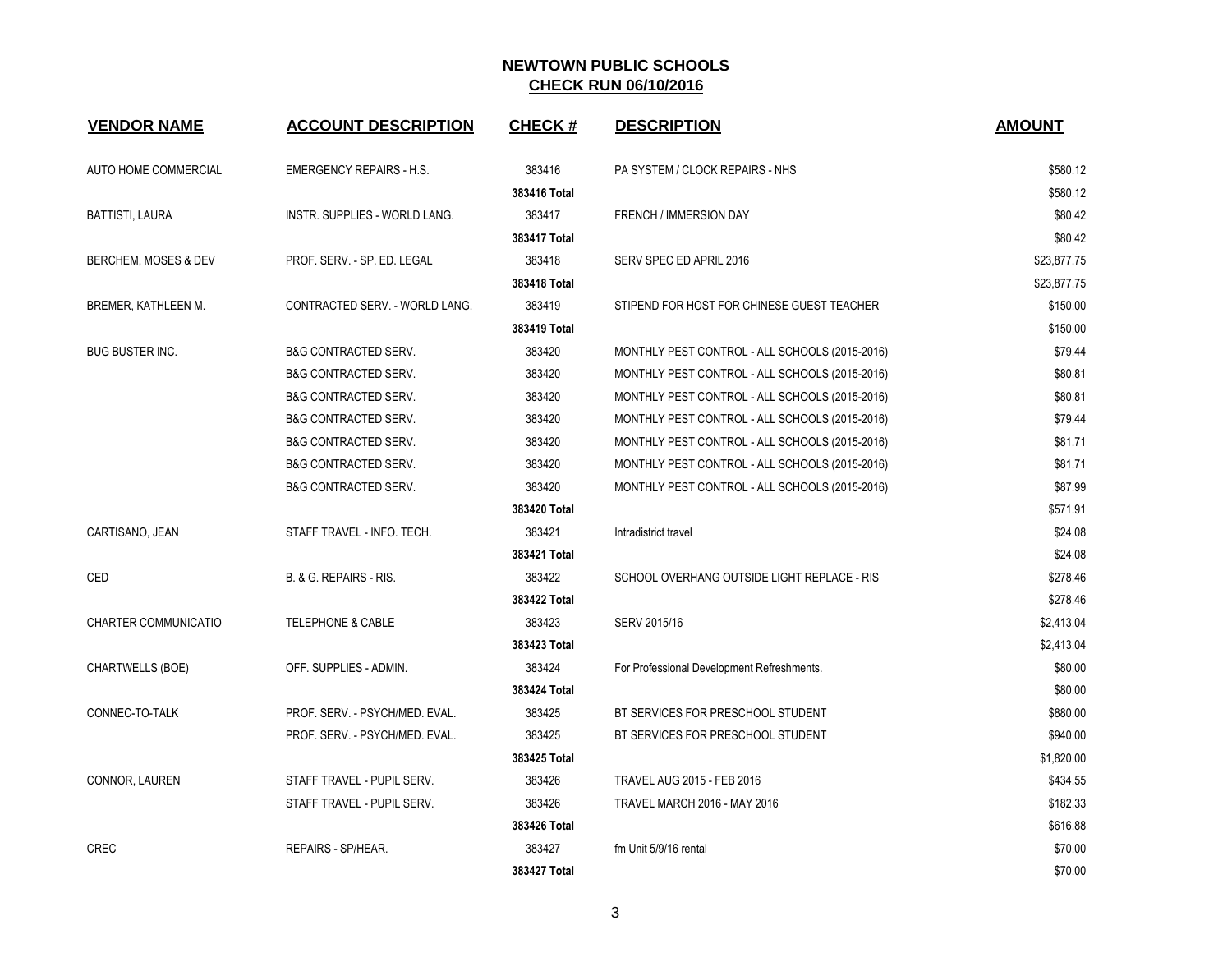# NEWTOWN PUBLIC SCHOOLS

## CHECK RUN 06/10/2016

| VENDOR NAME | ACCOUNT DESCRIPTION | CHECK # | DESCRIPTION | AMOUNT |
|---|---|---|---|---|
| AUTO HOME COMMERCIAL | EMERGENCY REPAIRS - H.S. | 383416 | PA SYSTEM / CLOCK REPAIRS - NHS | $580.12 |
| | | **383416 Total** | | $580.12 |
| BATTISTI, LAURA | INSTR. SUPPLIES - WORLD LANG. | 383417 | FRENCH / IMMERSION DAY | $80.42 |
| | | **383417 Total** | | $80.42 |
| BERCHEM, MOSES & DEV | PROF. SERV. - SP. ED. LEGAL | 383418 | SERV SPEC ED APRIL 2016 | $23,877.75 |
| | | **383418 Total** | | $23,877.75 |
| BREMER, KATHLEEN M. | CONTRACTED SERV. - WORLD LANG. | 383419 | STIPEND FOR HOST FOR CHINESE GUEST TEACHER | $150.00 |
| | | **383419 Total** | | $150.00 |
| BUG BUSTER INC. | B&G CONTRACTED SERV. | 383420 | MONTHLY PEST CONTROL - ALL SCHOOLS (2015-2016) | $79.44 |
| | B&G CONTRACTED SERV. | 383420 | MONTHLY PEST CONTROL - ALL SCHOOLS (2015-2016) | $80.81 |
| | B&G CONTRACTED SERV. | 383420 | MONTHLY PEST CONTROL - ALL SCHOOLS (2015-2016) | $80.81 |
| | B&G CONTRACTED SERV. | 383420 | MONTHLY PEST CONTROL - ALL SCHOOLS (2015-2016) | $79.44 |
| | B&G CONTRACTED SERV. | 383420 | MONTHLY PEST CONTROL - ALL SCHOOLS (2015-2016) | $81.71 |
| | B&G CONTRACTED SERV. | 383420 | MONTHLY PEST CONTROL - ALL SCHOOLS (2015-2016) | $81.71 |
| | B&G CONTRACTED SERV. | 383420 | MONTHLY PEST CONTROL - ALL SCHOOLS (2015-2016) | $87.99 |
| | | **383420 Total** | | $571.91 |
| CARTISANO, JEAN | STAFF TRAVEL - INFO. TECH. | 383421 | Intradistrict travel | $24.08 |
| | | **383421 Total** | | $24.08 |
| CED | B. & G. REPAIRS - RIS. | 383422 | SCHOOL OVERHANG OUTSIDE LIGHT REPLACE - RIS | $278.46 |
| | | **383422 Total** | | $278.46 |
| CHARTER COMMUNICATIO | TELEPHONE & CABLE | 383423 | SERV 2015/16 | $2,413.04 |
| | | **383423 Total** | | $2,413.04 |
| CHARTWELLS (BOE) | OFF. SUPPLIES - ADMIN. | 383424 | For Professional Development Refreshments. | $80.00 |
| | | **383424 Total** | | $80.00 |
| CONNEC-TO-TALK | PROF. SERV. - PSYCH/MED. EVAL. | 383425 | BT SERVICES FOR PRESCHOOL STUDENT | $880.00 |
| | PROF. SERV. - PSYCH/MED. EVAL. | 383425 | BT SERVICES FOR PRESCHOOL STUDENT | $940.00 |
| | | **383425 Total** | | $1,820.00 |
| CONNOR, LAUREN | STAFF TRAVEL - PUPIL SERV. | 383426 | TRAVEL AUG 2015 - FEB 2016 | $434.55 |
| | STAFF TRAVEL - PUPIL SERV. | 383426 | TRAVEL MARCH 2016 - MAY 2016 | $182.33 |
| | | **383426 Total** | | $616.88 |
| CREC | REPAIRS - SP/HEAR. | 383427 | fm Unit 5/9/16 rental | $70.00 |
| | | **383427 Total** | | $70.00 |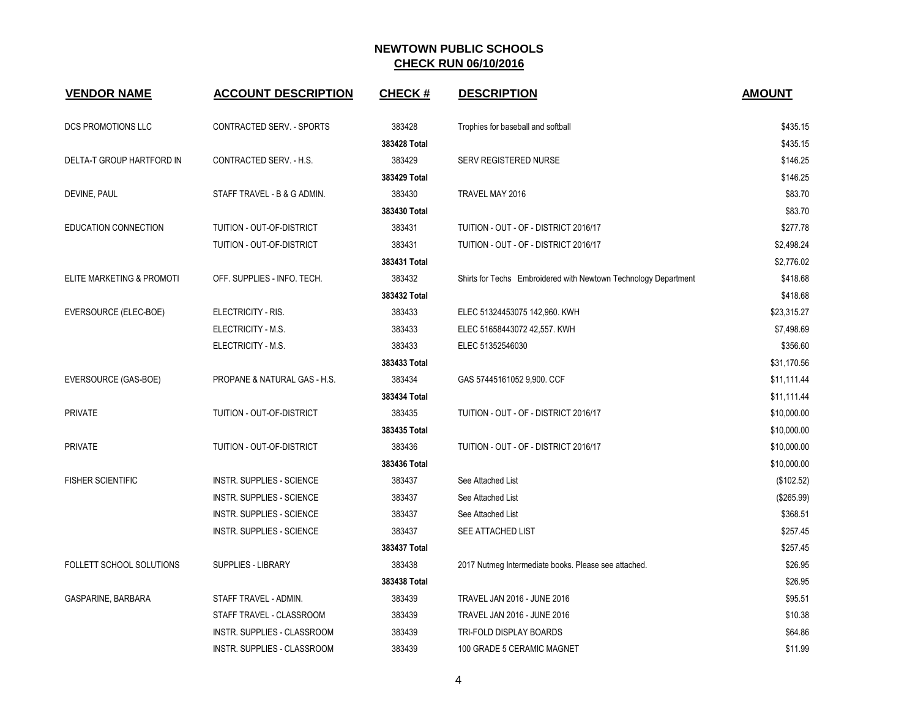# NEWTOWN PUBLIC SCHOOLS
## CHECK RUN 06/10/2016

| VENDOR NAME | ACCOUNT DESCRIPTION | CHECK # | DESCRIPTION | AMOUNT |
|---|---|---|---|---|
| DCS PROMOTIONS LLC | CONTRACTED SERV. - SPORTS | 383428 | Trophies for baseball and softball | $435.15 |
| | | 383428 Total | | $435.15 |
| DELTA-T GROUP HARTFORD IN | CONTRACTED SERV. - H.S. | 383429 | SERV REGISTERED NURSE | $146.25 |
| | | 383429 Total | | $146.25 |
| DEVINE, PAUL | STAFF TRAVEL - B & G ADMIN. | 383430 | TRAVEL MAY 2016 | $83.70 |
| | | 383430 Total | | $83.70 |
| EDUCATION CONNECTION | TUITION - OUT-OF-DISTRICT | 383431 | TUITION - OUT - OF - DISTRICT 2016/17 | $277.78 |
| | TUITION - OUT-OF-DISTRICT | 383431 | TUITION - OUT - OF - DISTRICT 2016/17 | $2,498.24 |
| | | 383431 Total | | $2,776.02 |
| ELITE MARKETING & PROMOTI | OFF. SUPPLIES - INFO. TECH. | 383432 | Shirts for Techs Embroidered with Newtown Technology Department | $418.68 |
| | | 383432 Total | | $418.68 |
| EVERSOURCE (ELEC-BOE) | ELECTRICITY - RIS. | 383433 | ELEC 51324453075 142,960. KWH | $23,315.27 |
| | ELECTRICITY - M.S. | 383433 | ELEC 51658443072 42,557. KWH | $7,498.69 |
| | ELECTRICITY - M.S. | 383433 | ELEC 51352546030 | $356.60 |
| | | 383433 Total | | $31,170.56 |
| EVERSOURCE (GAS-BOE) | PROPANE & NATURAL GAS - H.S. | 383434 | GAS 57445161052 9,900. CCF | $11,111.44 |
| | | 383434 Total | | $11,111.44 |
| PRIVATE | TUITION - OUT-OF-DISTRICT | 383435 | TUITION - OUT - OF - DISTRICT 2016/17 | $10,000.00 |
| | | 383435 Total | | $10,000.00 |
| PRIVATE | TUITION - OUT-OF-DISTRICT | 383436 | TUITION - OUT - OF - DISTRICT 2016/17 | $10,000.00 |
| | | 383436 Total | | $10,000.00 |
| FISHER SCIENTIFIC | INSTR. SUPPLIES - SCIENCE | 383437 | See Attached List | ($102.52) |
| | INSTR. SUPPLIES - SCIENCE | 383437 | See Attached List | ($265.99) |
| | INSTR. SUPPLIES - SCIENCE | 383437 | See Attached List | $368.51 |
| | INSTR. SUPPLIES - SCIENCE | 383437 | SEE ATTACHED LIST | $257.45 |
| | | 383437 Total | | $257.45 |
| FOLLETT SCHOOL SOLUTIONS | SUPPLIES - LIBRARY | 383438 | 2017 Nutmeg Intermediate books. Please see attached. | $26.95 |
| | | 383438 Total | | $26.95 |
| GASPARINE, BARBARA | STAFF TRAVEL - ADMIN. | 383439 | TRAVEL JAN 2016 - JUNE 2016 | $95.51 |
| | STAFF TRAVEL - CLASSROOM | 383439 | TRAVEL JAN 2016 - JUNE 2016 | $10.38 |
| | INSTR. SUPPLIES - CLASSROOM | 383439 | TRI-FOLD DISPLAY BOARDS | $64.86 |
| | INSTR. SUPPLIES - CLASSROOM | 383439 | 100 GRADE 5 CERAMIC MAGNET | $11.99 |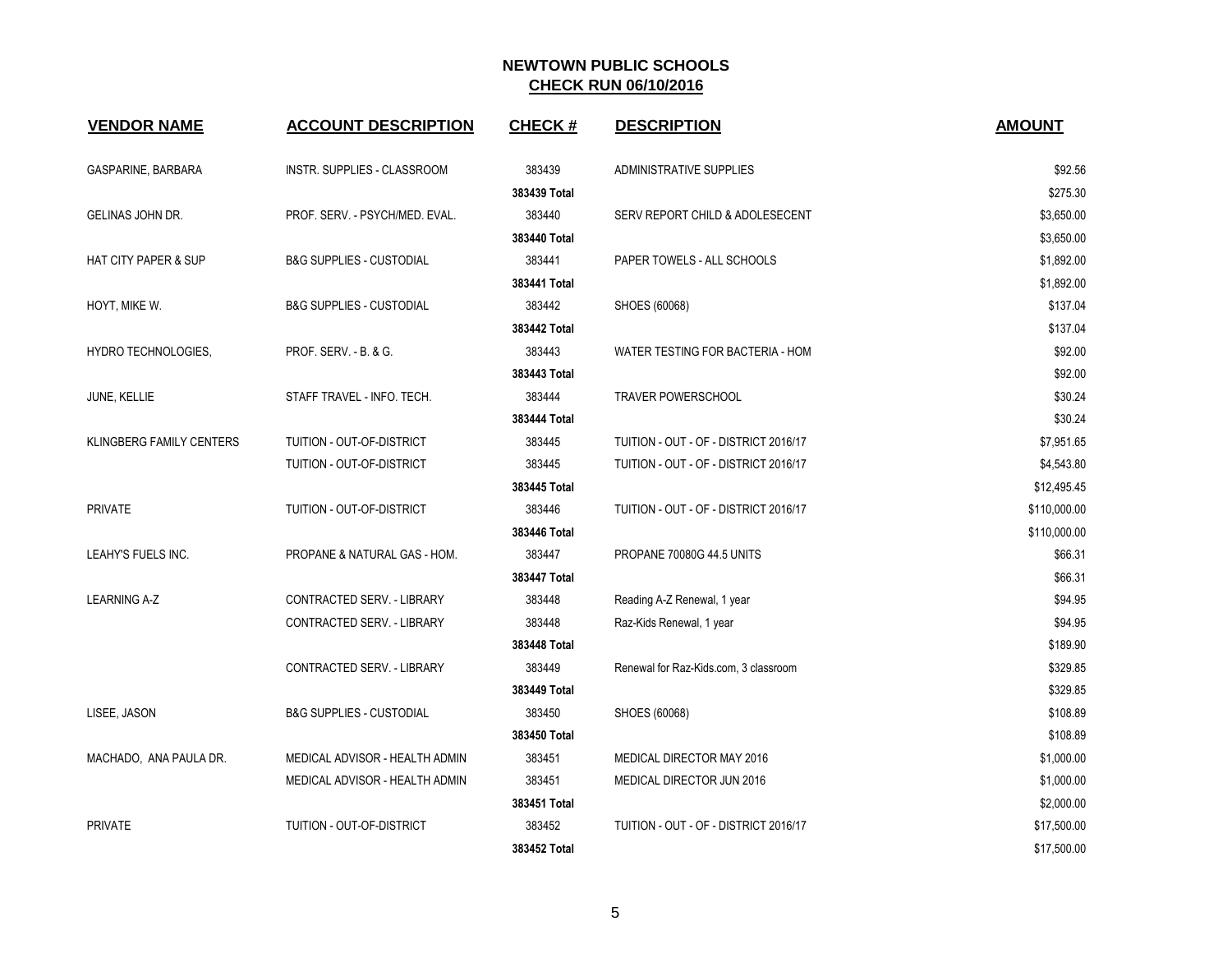# NEWTOWN PUBLIC SCHOOLS

## CHECK RUN 06/10/2016

| VENDOR NAME | ACCOUNT DESCRIPTION | CHECK # | DESCRIPTION | AMOUNT |
|---|---|---|---|---|
| GASPARINE, BARBARA | INSTR. SUPPLIES - CLASSROOM | 383439 | ADMINISTRATIVE SUPPLIES | $92.56 |
| | | **383439 Total** | | $275.30 |
| GELINAS JOHN DR. | PROF. SERV. - PSYCH/MED. EVAL. | 383440 | SERV REPORT CHILD & ADOLESECENT | $3,650.00 |
| | | **383440 Total** | | $3,650.00 |
| HAT CITY PAPER & SUP | B&G SUPPLIES - CUSTODIAL | 383441 | PAPER TOWELS - ALL SCHOOLS | $1,892.00 |
| | | **383441 Total** | | $1,892.00 |
| HOYT, MIKE W. | B&G SUPPLIES - CUSTODIAL | 383442 | SHOES (60068) | $137.04 |
| | | **383442 Total** | | $137.04 |
| HYDRO TECHNOLOGIES, | PROF. SERV. - B. & G. | 383443 | WATER TESTING FOR BACTERIA - HOM | $92.00 |
| | | **383443 Total** | | $92.00 |
| JUNE, KELLIE | STAFF TRAVEL - INFO. TECH. | 383444 | TRAVER POWERSCHOOL | $30.24 |
| | | **383444 Total** | | $30.24 |
| KLINGBERG FAMILY CENTERS | TUITION - OUT-OF-DISTRICT | 383445 | TUITION - OUT - OF - DISTRICT 2016/17 | $7,951.65 |
| | TUITION - OUT-OF-DISTRICT | 383445 | TUITION - OUT - OF - DISTRICT 2016/17 | $4,543.80 |
| | | **383445 Total** | | $12,495.45 |
| PRIVATE | TUITION - OUT-OF-DISTRICT | 383446 | TUITION - OUT - OF - DISTRICT 2016/17 | $110,000.00 |
| | | **383446 Total** | | $110,000.00 |
| LEAHY'S FUELS INC. | PROPANE & NATURAL GAS - HOM. | 383447 | PROPANE 70080G 44.5 UNITS | $66.31 |
| | | **383447 Total** | | $66.31 |
| LEARNING A-Z | CONTRACTED SERV. - LIBRARY | 383448 | Reading A-Z Renewal, 1 year | $94.95 |
| | CONTRACTED SERV. - LIBRARY | 383448 | Raz-Kids Renewal, 1 year | $94.95 |
| | | **383448 Total** | | $189.90 |
| | CONTRACTED SERV. - LIBRARY | 383449 | Renewal for Raz-Kids.com, 3 classroom | $329.85 |
| | | **383449 Total** | | $329.85 |
| LISEE, JASON | B&G SUPPLIES - CUSTODIAL | 383450 | SHOES (60068) | $108.89 |
| | | **383450 Total** | | $108.89 |
| MACHADO, ANA PAULA DR. | MEDICAL ADVISOR - HEALTH ADMIN | 383451 | MEDICAL DIRECTOR MAY 2016 | $1,000.00 |
| | MEDICAL ADVISOR - HEALTH ADMIN | 383451 | MEDICAL DIRECTOR JUN 2016 | $1,000.00 |
| | | **383451 Total** | | $2,000.00 |
| PRIVATE | TUITION - OUT-OF-DISTRICT | 383452 | TUITION - OUT - OF - DISTRICT 2016/17 | $17,500.00 |
| | | **383452 Total** | | $17,500.00 |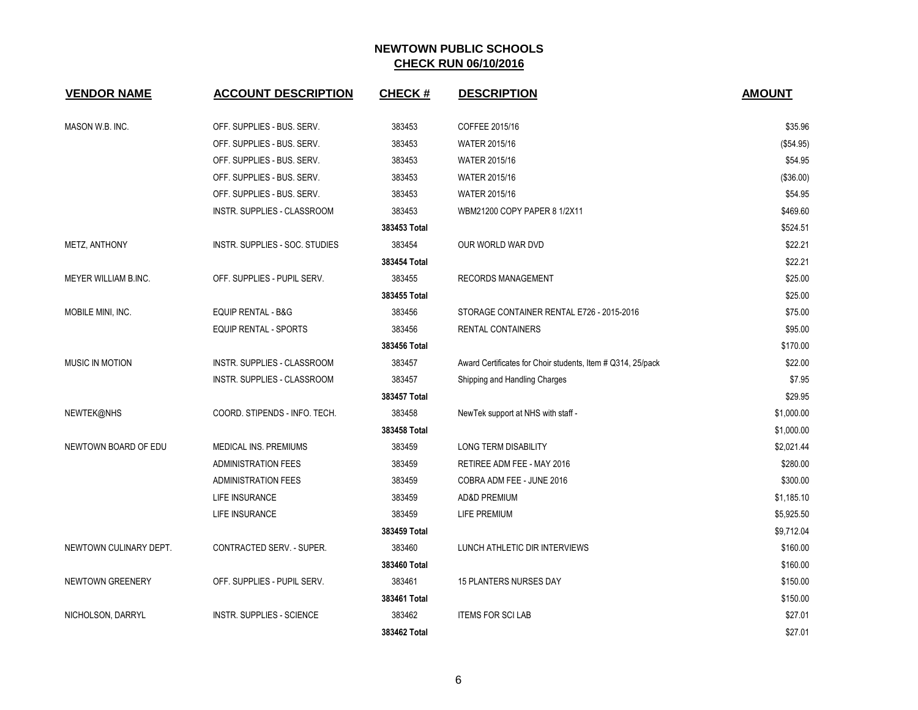# NEWTOWN PUBLIC SCHOOLS

## CHECK RUN 06/10/2016

| VENDOR NAME | ACCOUNT DESCRIPTION | CHECK # | DESCRIPTION | AMOUNT |
|---|---|---|---|---|
| MASON W.B. INC. | OFF. SUPPLIES - BUS. SERV. | 383453 | COFFEE 2015/16 | $35.96 |
| | OFF. SUPPLIES - BUS. SERV. | 383453 | WATER 2015/16 | ($54.95) |
| | OFF. SUPPLIES - BUS. SERV. | 383453 | WATER 2015/16 | $54.95 |
| | OFF. SUPPLIES - BUS. SERV. | 383453 | WATER 2015/16 | ($36.00) |
| | OFF. SUPPLIES - BUS. SERV. | 383453 | WATER 2015/16 | $54.95 |
| | INSTR. SUPPLIES - CLASSROOM | 383453 | WBM21200 COPY PAPER 8 1/2X11 | $469.60 |
| | | **383453 Total** | | $524.51 |
| METZ, ANTHONY | INSTR. SUPPLIES - SOC. STUDIES | 383454 | OUR WORLD WAR DVD | $22.21 |
| | | **383454 Total** | | $22.21 |
| MEYER WILLIAM B.INC. | OFF. SUPPLIES - PUPIL SERV. | 383455 | RECORDS MANAGEMENT | $25.00 |
| | | **383455 Total** | | $25.00 |
| MOBILE MINI, INC. | EQUIP RENTAL - B&G | 383456 | STORAGE CONTAINER RENTAL E726 - 2015-2016 | $75.00 |
| | EQUIP RENTAL - SPORTS | 383456 | RENTAL CONTAINERS | $95.00 |
| | | **383456 Total** | | $170.00 |
| MUSIC IN MOTION | INSTR. SUPPLIES - CLASSROOM | 383457 | Award Certificates for Choir students, Item # Q314, 25/pack | $22.00 |
| | INSTR. SUPPLIES - CLASSROOM | 383457 | Shipping and Handling Charges | $7.95 |
| | | **383457 Total** | | $29.95 |
| NEWTEK@NHS | COORD. STIPENDS - INFO. TECH. | 383458 | NewTek support at NHS with staff - | $1,000.00 |
| | | **383458 Total** | | $1,000.00 |
| NEWTOWN BOARD OF EDU | MEDICAL INS. PREMIUMS | 383459 | LONG TERM DISABILITY | $2,021.44 |
| | ADMINISTRATION FEES | 383459 | RETIREE ADM FEE - MAY 2016 | $280.00 |
| | ADMINISTRATION FEES | 383459 | COBRA ADM FEE - JUNE 2016 | $300.00 |
| | LIFE INSURANCE | 383459 | AD&D PREMIUM | $1,185.10 |
| | LIFE INSURANCE | 383459 | LIFE PREMIUM | $5,925.50 |
| | | **383459 Total** | | $9,712.04 |
| NEWTOWN CULINARY DEPT. | CONTRACTED SERV. - SUPER. | 383460 | LUNCH ATHLETIC DIR INTERVIEWS | $160.00 |
| | | **383460 Total** | | $160.00 |
| NEWTOWN GREENERY | OFF. SUPPLIES - PUPIL SERV. | 383461 | 15 PLANTERS NURSES DAY | $150.00 |
| | | **383461 Total** | | $150.00 |
| NICHOLSON, DARRYL | INSTR. SUPPLIES - SCIENCE | 383462 | ITEMS FOR SCI LAB | $27.01 |
| | | **383462 Total** | | $27.01 |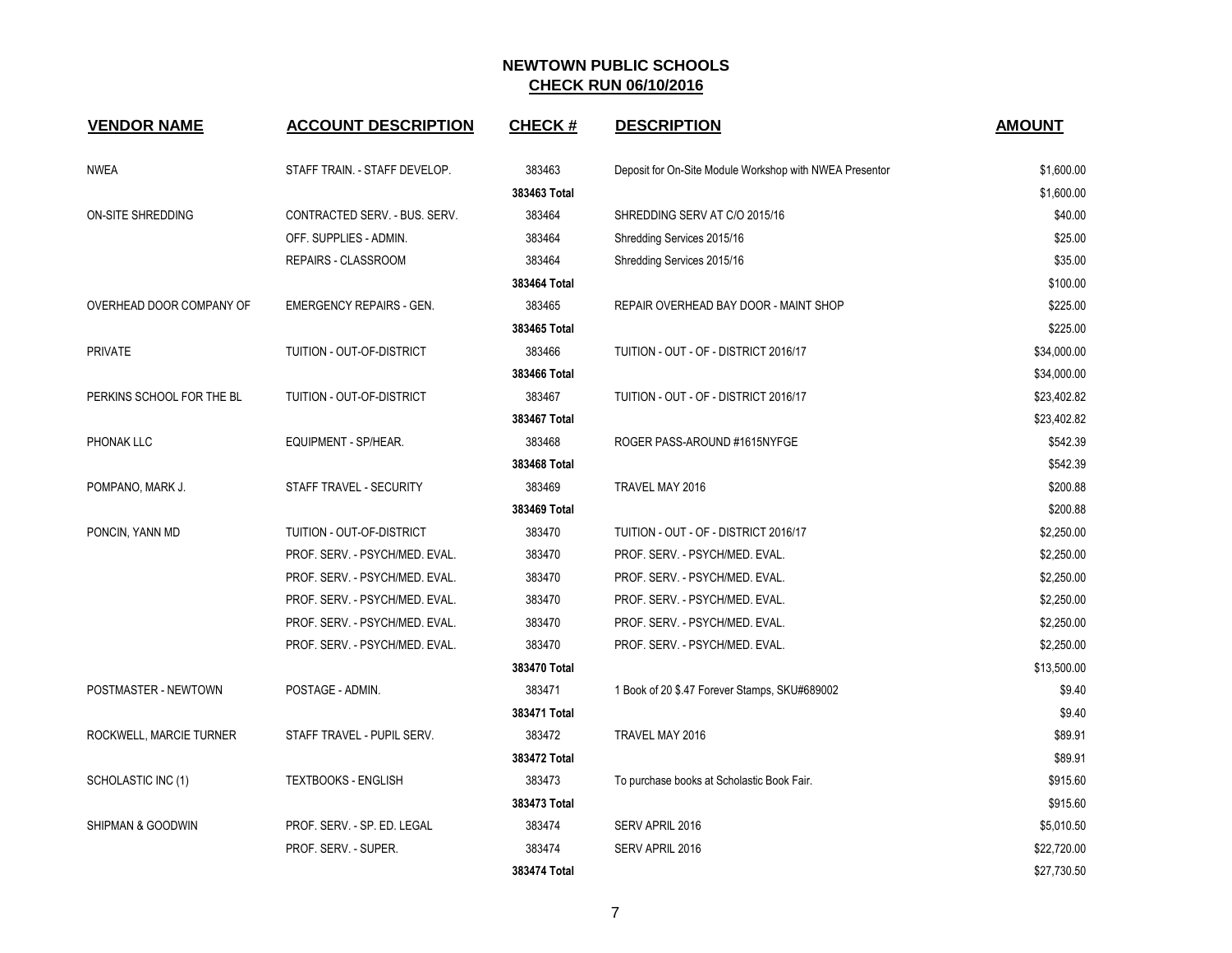## NEWTOWN PUBLIC SCHOOLS
## CHECK RUN 06/10/2016

| VENDOR NAME | ACCOUNT DESCRIPTION | CHECK # | DESCRIPTION | AMOUNT |
|---|---|---|---|---|
| NWEA | STAFF TRAIN. - STAFF DEVELOP. | 383463 | Deposit for On-Site Module Workshop with NWEA Presentor | $1,600.00 |
| | | **383463 Total** | | $1,600.00 |
| ON-SITE SHREDDING | CONTRACTED SERV. - BUS. SERV. | 383464 | SHREDDING SERV AT C/O 2015/16 | $40.00 |
| | OFF. SUPPLIES - ADMIN. | 383464 | Shredding Services 2015/16 | $25.00 |
| | REPAIRS - CLASSROOM | 383464 | Shredding Services 2015/16 | $35.00 |
| | | **383464 Total** | | $100.00 |
| OVERHEAD DOOR COMPANY OF | EMERGENCY REPAIRS - GEN. | 383465 | REPAIR OVERHEAD BAY DOOR - MAINT SHOP | $225.00 |
| | | **383465 Total** | | $225.00 |
| PRIVATE | TUITION - OUT-OF-DISTRICT | 383466 | TUITION - OUT - OF - DISTRICT 2016/17 | $34,000.00 |
| | | **383466 Total** | | $34,000.00 |
| PERKINS SCHOOL FOR THE BL | TUITION - OUT-OF-DISTRICT | 383467 | TUITION - OUT - OF - DISTRICT 2016/17 | $23,402.82 |
| | | **383467 Total** | | $23,402.82 |
| PHONAK LLC | EQUIPMENT - SP/HEAR. | 383468 | ROGER PASS-AROUND #1615NYFGE | $542.39 |
| | | **383468 Total** | | $542.39 |
| POMPANO, MARK J. | STAFF TRAVEL - SECURITY | 383469 | TRAVEL MAY 2016 | $200.88 |
| | | **383469 Total** | | $200.88 |
| PONCIN, YANN MD | TUITION - OUT-OF-DISTRICT | 383470 | TUITION - OUT - OF - DISTRICT 2016/17 | $2,250.00 |
| | PROF. SERV. - PSYCH/MED. EVAL. | 383470 | PROF. SERV. - PSYCH/MED. EVAL. | $2,250.00 |
| | PROF. SERV. - PSYCH/MED. EVAL. | 383470 | PROF. SERV. - PSYCH/MED. EVAL. | $2,250.00 |
| | PROF. SERV. - PSYCH/MED. EVAL. | 383470 | PROF. SERV. - PSYCH/MED. EVAL. | $2,250.00 |
| | PROF. SERV. - PSYCH/MED. EVAL. | 383470 | PROF. SERV. - PSYCH/MED. EVAL. | $2,250.00 |
| | PROF. SERV. - PSYCH/MED. EVAL. | 383470 | PROF. SERV. - PSYCH/MED. EVAL. | $2,250.00 |
| | | **383470 Total** | | $13,500.00 |
| POSTMASTER - NEWTOWN | POSTAGE - ADMIN. | 383471 | 1 Book of 20 $.47 Forever Stamps, SKU#689002 | $9.40 |
| | | **383471 Total** | | $9.40 |
| ROCKWELL, MARCIE TURNER | STAFF TRAVEL - PUPIL SERV. | 383472 | TRAVEL MAY 2016 | $89.91 |
| | | **383472 Total** | | $89.91 |
| SCHOLASTIC INC (1) | TEXTBOOKS - ENGLISH | 383473 | To purchase books at Scholastic Book Fair. | $915.60 |
| | | **383473 Total** | | $915.60 |
| SHIPMAN & GOODWIN | PROF. SERV. - SP. ED. LEGAL | 383474 | SERV APRIL 2016 | $5,010.50 |
| | PROF. SERV. - SUPER. | 383474 | SERV APRIL 2016 | $22,720.00 |
| | | **383474 Total** | | $27,730.50 |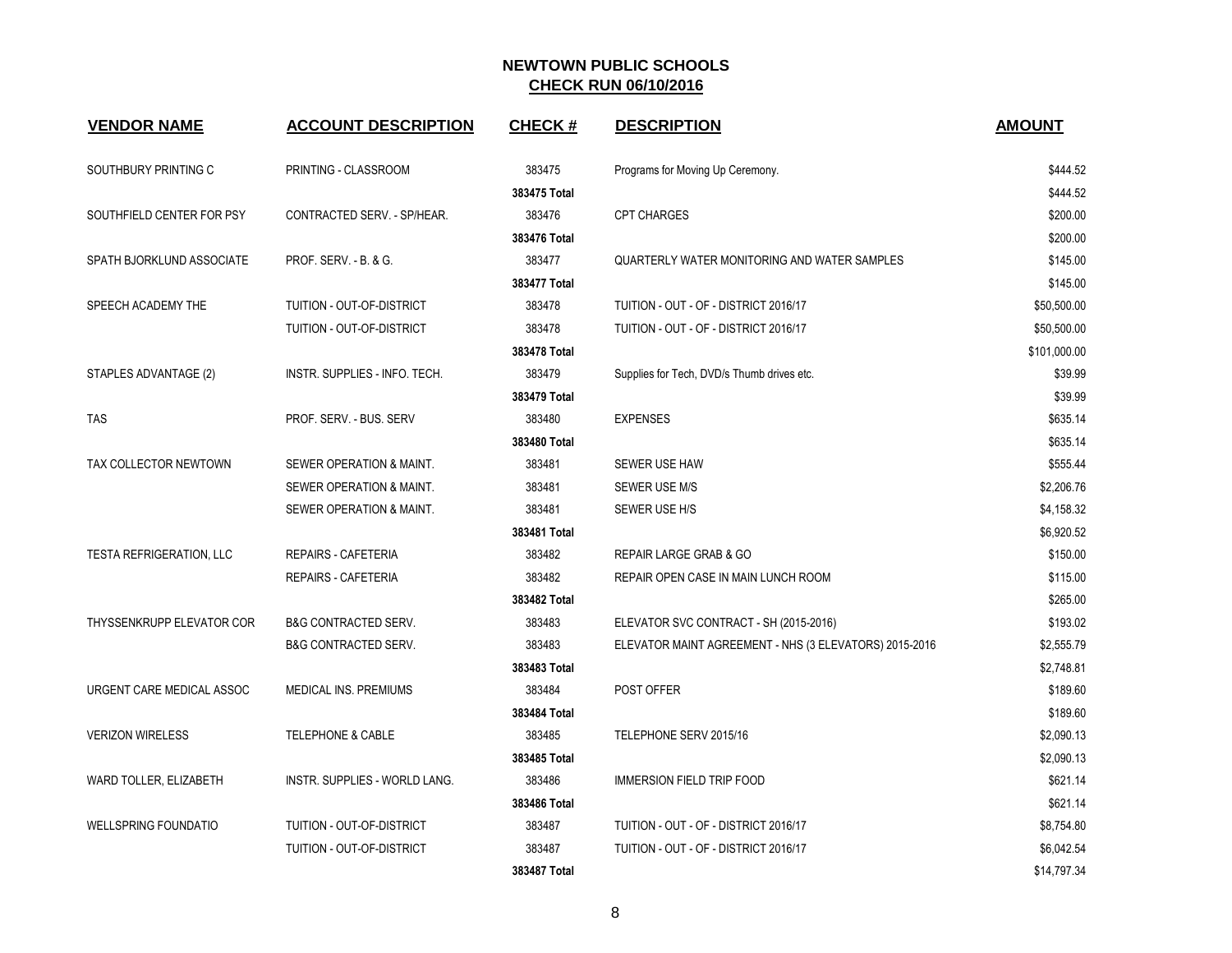# NEWTOWN PUBLIC SCHOOLS

## CHECK RUN 06/10/2016

| VENDOR NAME | ACCOUNT DESCRIPTION | CHECK # | DESCRIPTION | AMOUNT |
|---|---|---|---|---|
| SOUTHBURY PRINTING C | PRINTING - CLASSROOM | 383475 | Programs for Moving Up Ceremony. | $444.52 |
| | | **383475 Total** | | $444.52 |
| SOUTHFIELD CENTER FOR PSY | CONTRACTED SERV. - SP/HEAR. | 383476 | CPT CHARGES | $200.00 |
| | | **383476 Total** | | $200.00 |
| SPATH BJORKLUND ASSOCIATE | PROF. SERV. - B. & G. | 383477 | QUARTERLY WATER MONITORING AND WATER SAMPLES | $145.00 |
| | | **383477 Total** | | $145.00 |
| SPEECH ACADEMY THE | TUITION - OUT-OF-DISTRICT | 383478 | TUITION - OUT - OF - DISTRICT 2016/17 | $50,500.00 |
| | TUITION - OUT-OF-DISTRICT | 383478 | TUITION - OUT - OF - DISTRICT 2016/17 | $50,500.00 |
| | | **383478 Total** | | $101,000.00 |
| STAPLES ADVANTAGE (2) | INSTR. SUPPLIES - INFO. TECH. | 383479 | Supplies for Tech, DVD/s Thumb drives etc. | $39.99 |
| | | **383479 Total** | | $39.99 |
| TAS | PROF. SERV. - BUS. SERV | 383480 | EXPENSES | $635.14 |
| | | **383480 Total** | | $635.14 |
| TAX COLLECTOR NEWTOWN | SEWER OPERATION & MAINT. | 383481 | SEWER USE HAW | $555.44 |
| | SEWER OPERATION & MAINT. | 383481 | SEWER USE M/S | $2,206.76 |
| | SEWER OPERATION & MAINT. | 383481 | SEWER USE H/S | $4,158.32 |
| | | **383481 Total** | | $6,920.52 |
| TESTA REFRIGERATION, LLC | REPAIRS - CAFETERIA | 383482 | REPAIR LARGE GRAB & GO | $150.00 |
| | REPAIRS - CAFETERIA | 383482 | REPAIR OPEN CASE IN MAIN LUNCH ROOM | $115.00 |
| | | **383482 Total** | | $265.00 |
| THYSSENKRUPP ELEVATOR COR | B&G CONTRACTED SERV. | 383483 | ELEVATOR SVC CONTRACT - SH (2015-2016) | $193.02 |
| | B&G CONTRACTED SERV. | 383483 | ELEVATOR MAINT AGREEMENT - NHS (3 ELEVATORS) 2015-2016 | $2,555.79 |
| | | **383483 Total** | | $2,748.81 |
| URGENT CARE MEDICAL ASSOC | MEDICAL INS. PREMIUMS | 383484 | POST OFFER | $189.60 |
| | | **383484 Total** | | $189.60 |
| VERIZON WIRELESS | TELEPHONE & CABLE | 383485 | TELEPHONE SERV 2015/16 | $2,090.13 |
| | | **383485 Total** | | $2,090.13 |
| WARD TOLLER, ELIZABETH | INSTR. SUPPLIES - WORLD LANG. | 383486 | IMMERSION FIELD TRIP FOOD | $621.14 |
| | | **383486 Total** | | $621.14 |
| WELLSPRING FOUNDATIO | TUITION - OUT-OF-DISTRICT | 383487 | TUITION - OUT - OF - DISTRICT 2016/17 | $8,754.80 |
| | TUITION - OUT-OF-DISTRICT | 383487 | TUITION - OUT - OF - DISTRICT 2016/17 | $6,042.54 |
| | | **383487 Total** | | $14,797.34 |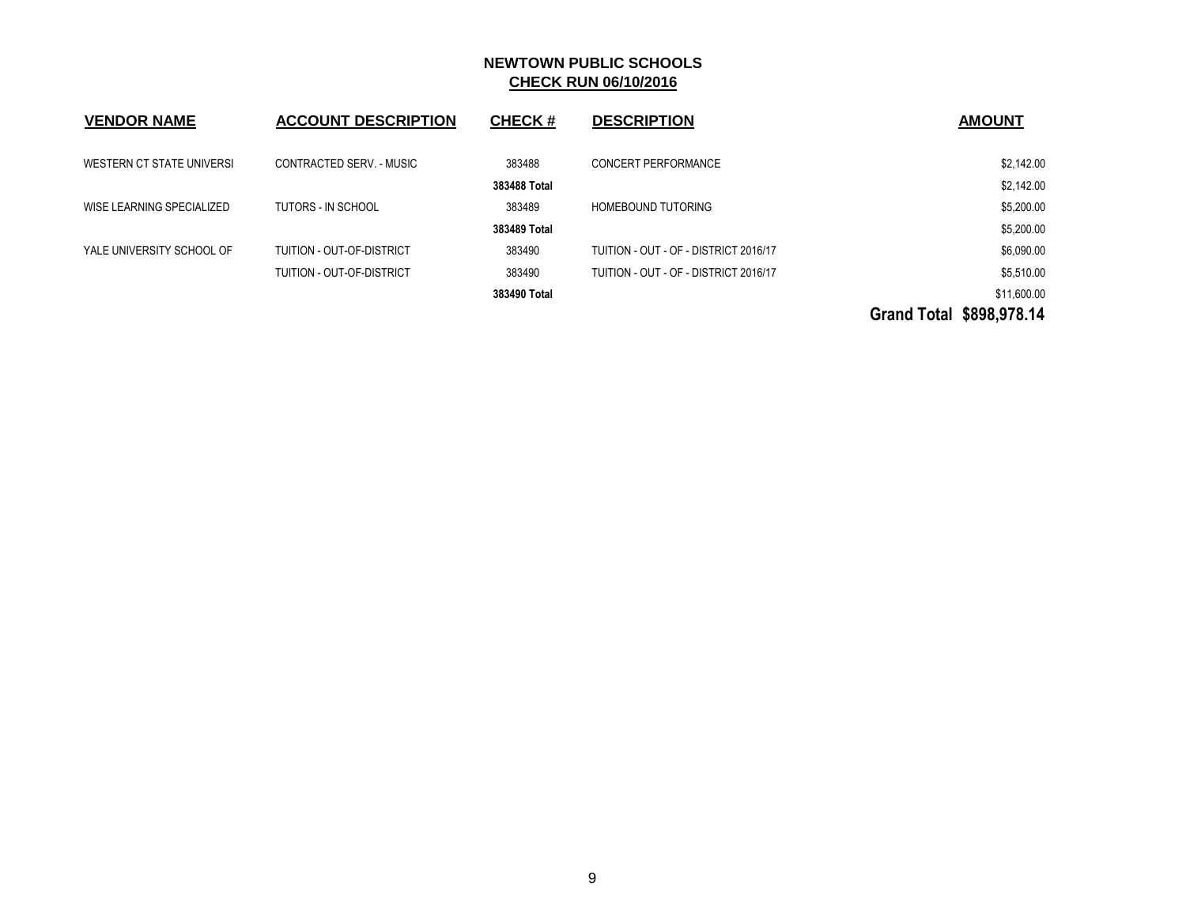**NEWTOWN PUBLIC SCHOOLS**
**CHECK RUN 06/10/2016**

| VENDOR NAME | ACCOUNT DESCRIPTION | CHECK # | DESCRIPTION | AMOUNT |
|---|---|---|---|---|
| WESTERN CT STATE UNIVERSI | CONTRACTED SERV. - MUSIC | 383488 | CONCERT PERFORMANCE | $2,142.00 |
| | | **383488 Total** | | $2,142.00 |
| WISE LEARNING SPECIALIZED | TUTORS - IN SCHOOL | 383489 | HOMEBOUND TUTORING | $5,200.00 |
| | | **383489 Total** | | $5,200.00 |
| YALE UNIVERSITY SCHOOL OF | TUITION - OUT-OF-DISTRICT | 383490 | TUITION - OUT - OF - DISTRICT 2016/17 | $6,090.00 |
| | TUITION - OUT-OF-DISTRICT | 383490 | TUITION - OUT - OF - DISTRICT 2016/17 | $5,510.00 |
| | | **383490 Total** | | $11,600.00 |
| | | | **Grand Total** | **$898,978.14** |